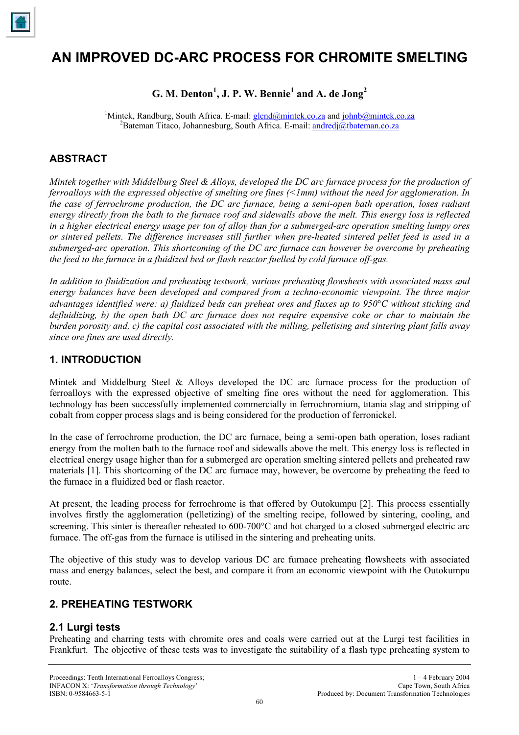# AN IMPROVED DC-ARC PROCESS FOR CHROMITE SMELTING

**G. M. Denton[1], J. P. W. Bennie[1] and A. de Jong[2]**

[1]Mintek, Randburg, South Africa. E-mail: glend@mintek.co.za and johnb@mintek.co.za
[2]Bateman Titaco, Johannesburg, South Africa. E-mail: andredj@tbateman.co.za

## ABSTRACT

*Mintek together with Middelburg Steel & Alloys, developed the DC arc furnace process for the production of ferroalloys with the expressed objective of smelting ore fines (<1mm) without the need for agglomeration. In the case of ferrochrome production, the DC arc furnace, being a semi-open bath operation, loses radiant energy directly from the bath to the furnace roof and sidewalls above the melt. This energy loss is reflected in a higher electrical energy usage per ton of alloy than for a submerged-arc operation smelting lumpy ores or sintered pellets. The difference increases still further when pre-heated sintered pellet feed is used in a submerged-arc operation. This shortcoming of the DC arc furnace can however be overcome by preheating the feed to the furnace in a fluidized bed or flash reactor fuelled by cold furnace off-gas.*

*In addition to fluidization and preheating testwork, various preheating flowsheets with associated mass and energy balances have been developed and compared from a techno-economic viewpoint. The three major advantages identified were: a) fluidized beds can preheat ores and fluxes up to 950°C without sticking and defluidizing, b) the open bath DC arc furnace does not require expensive coke or char to maintain the burden porosity and, c) the capital cost associated with the milling, pelletising and sintering plant falls away since ore fines are used directly.*

## 1. INTRODUCTION

Mintek and Middelburg Steel & Alloys developed the DC arc furnace process for the production of ferroalloys with the expressed objective of smelting fine ores without the need for agglomeration. This technology has been successfully implemented commercially in ferrochromium, titania slag and stripping of cobalt from copper process slags and is being considered for the production of ferronickel.

In the case of ferrochrome production, the DC arc furnace, being a semi-open bath operation, loses radiant energy from the molten bath to the furnace roof and sidewalls above the melt. This energy loss is reflected in electrical energy usage higher than for a submerged arc operation smelting sintered pellets and preheated raw materials [1]. This shortcoming of the DC arc furnace may, however, be overcome by preheating the feed to the furnace in a fluidized bed or flash reactor.

At present, the leading process for ferrochrome is that offered by Outokumpu [2]. This process essentially involves firstly the agglomeration (pelletizing) of the smelting recipe, followed by sintering, cooling, and screening. This sinter is thereafter reheated to 600-700°C and hot charged to a closed submerged electric arc furnace. The off-gas from the furnace is utilised in the sintering and preheating units.

The objective of this study was to develop various DC arc furnace preheating flowsheets with associated mass and energy balances, select the best, and compare it from an economic viewpoint with the Outokumpu route.

## 2. PREHEATING TESTWORK

### 2.1 Lurgi tests

Preheating and charring tests with chromite ores and coals were carried out at the Lurgi test facilities in Frankfurt. The objective of these tests was to investigate the suitability of a flash type preheating system to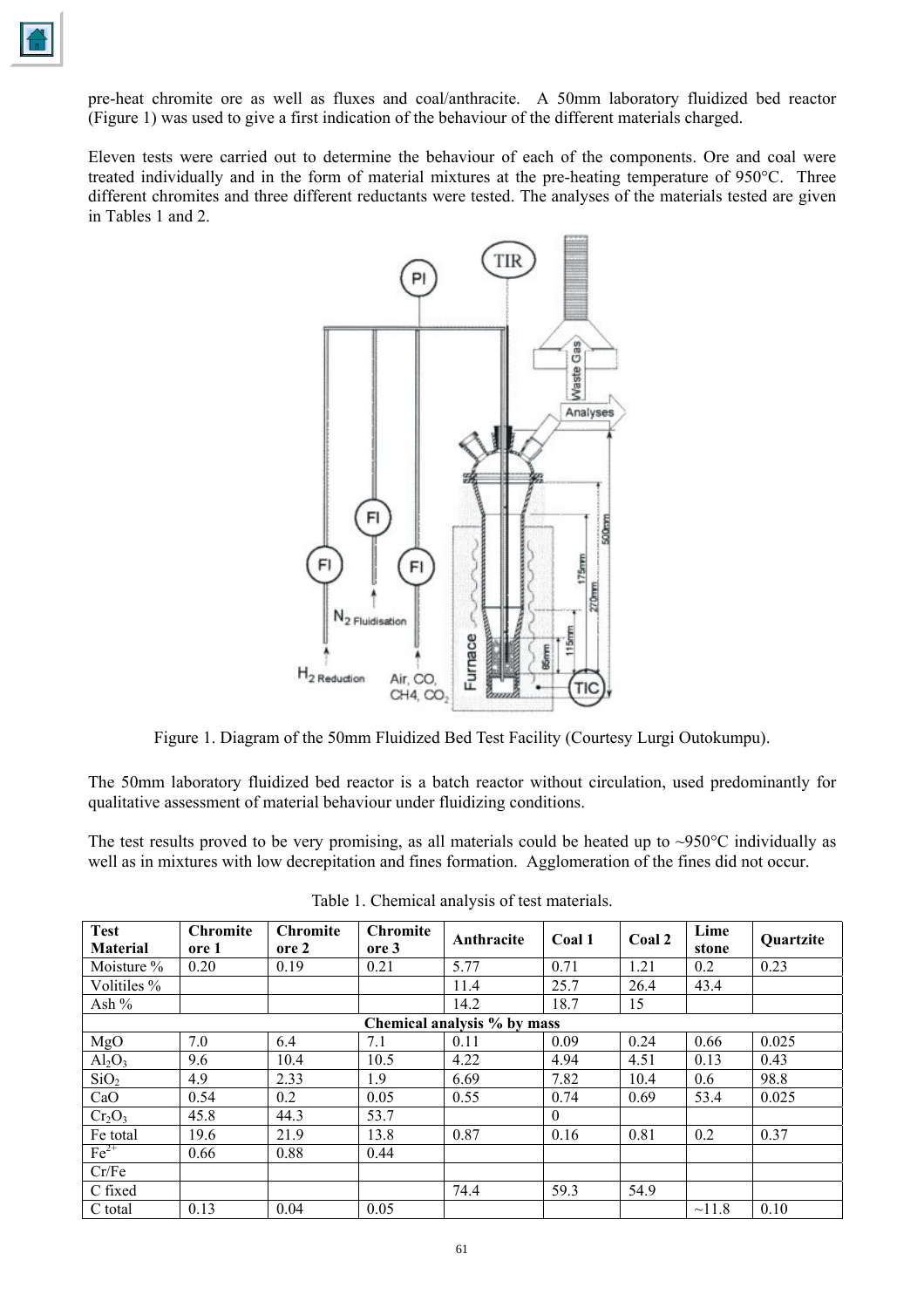pre-heat chromite ore as well as fluxes and coal/anthracite. A 50mm laboratory fluidized bed reactor (Figure 1) was used to give a first indication of the behaviour of the different materials charged.

Eleven tests were carried out to determine the behaviour of each of the components. Ore and coal were treated individually and in the form of material mixtures at the pre-heating temperature of 950°C. Three different chromites and three different reductants were tested. The analyses of the materials tested are given in Tables 1 and 2.

Figure 1. Diagram of the 50mm Fluidized Bed Test Facility (Courtesy Lurgi Outokumpu).

The 50mm laboratory fluidized bed reactor is a batch reactor without circulation, used predominantly for qualitative assessment of material behaviour under fluidizing conditions.

The test results proved to be very promising, as all materials could be heated up to ~950°C individually as well as in mixtures with low decrepitation and fines formation. Agglomeration of the fines did not occur.

Table 1. Chemical analysis of test materials.

| Test Material | Chromite ore 1 | Chromite ore 2 | Chromite ore 3 | Anthracite | Coal 1 | Coal 2 | Lime stone | Quartzite |
|---|---|---|---|---|---|---|---|---|
| Moisture % | 0.20 | 0.19 | 0.21 | 5.77 | 0.71 | 1.21 | 0.2 | 0.23 |
| Volitiles % | | | | 11.4 | 25.7 | 26.4 | 43.4 | |
| Ash % | | | | 14.2 | 18.7 | 15 | | |
| **Chemical analysis % by mass** | | | | | | | | |
| MgO | 7.0 | 6.4 | 7.1 | 0.11 | 0.09 | 0.24 | 0.66 | 0.025 |
| $Al_2O_3$ | 9.6 | 10.4 | 10.5 | 4.22 | 4.94 | 4.51 | 0.13 | 0.43 |
| $SiO_2$ | 4.9 | 2.33 | 1.9 | 6.69 | 7.82 | 10.4 | 0.6 | 98.8 |
| CaO | 0.54 | 0.2 | 0.05 | 0.55 | 0.74 | 0.69 | 53.4 | 0.025 |
| $Cr_2O_3$ | 45.8 | 44.3 | 53.7 | | 0 | | | |
| Fe total | 19.6 | 21.9 | 13.8 | 0.87 | 0.16 | 0.81 | 0.2 | 0.37 |
| $Fe^{2+}$ | 0.66 | 0.88 | 0.44 | | | | | |
| Cr/Fe | | | | | | | | |
| C fixed | | | | 74.4 | 59.3 | 54.9 | | |
| C total | 0.13 | 0.04 | 0.05 | | | | ~11.8 | 0.10 |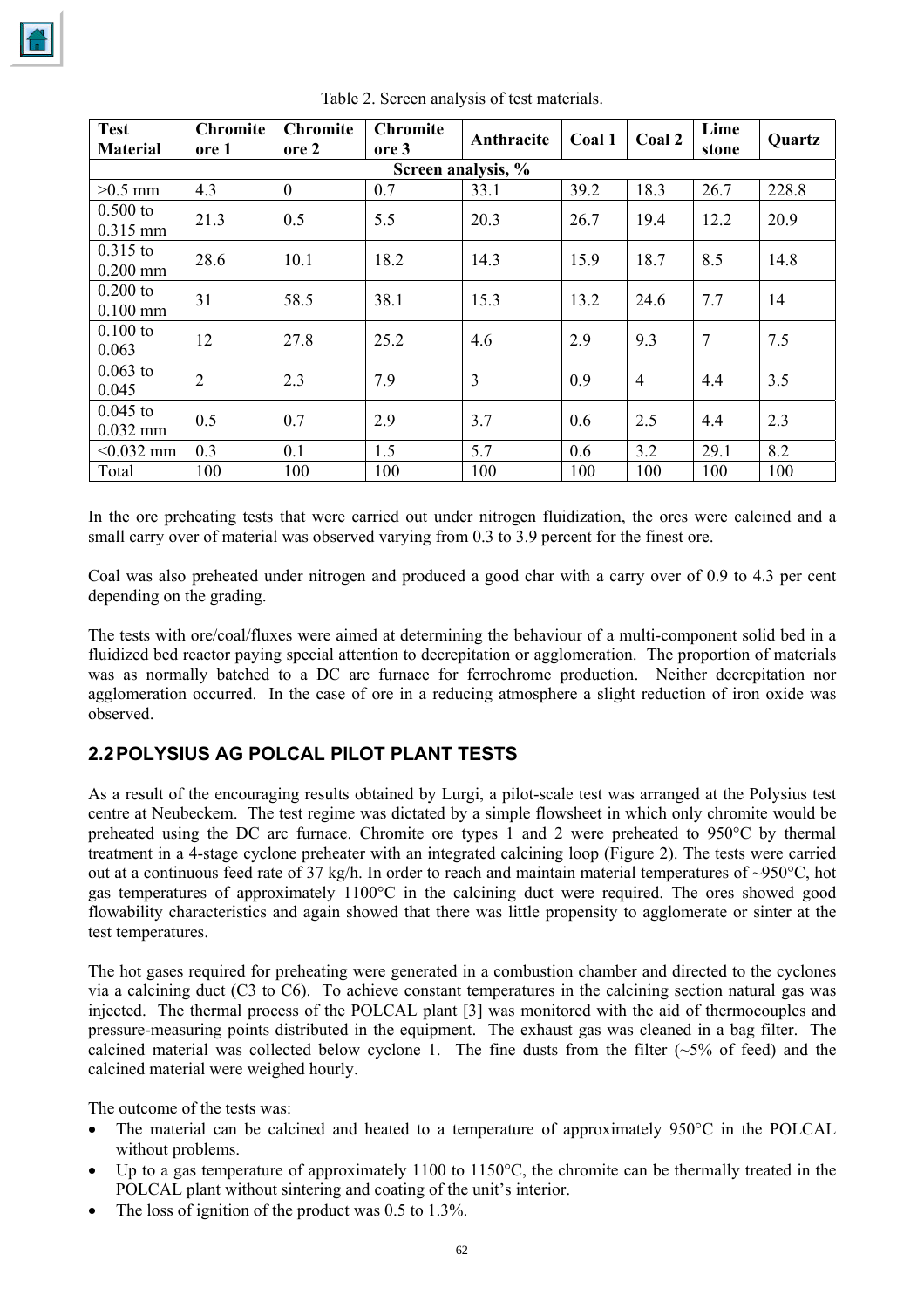Table 2. Screen analysis of test materials.

| Test Material | Chromite ore 1 | Chromite ore 2 | Chromite ore 3 | Anthracite | Coal 1 | Coal 2 | Lime stone | Quartz |
|---|---|---|---|---|---|---|---|---|
| Screen analysis, % | | | | | | | | |
| >0.5 mm | 4.3 | 0 | 0.7 | 33.1 | 39.2 | 18.3 | 26.7 | 228.8 |
| 0.500 to 0.315 mm | 21.3 | 0.5 | 5.5 | 20.3 | 26.7 | 19.4 | 12.2 | 20.9 |
| 0.315 to 0.200 mm | 28.6 | 10.1 | 18.2 | 14.3 | 15.9 | 18.7 | 8.5 | 14.8 |
| 0.200 to 0.100 mm | 31 | 58.5 | 38.1 | 15.3 | 13.2 | 24.6 | 7.7 | 14 |
| 0.100 to 0.063 | 12 | 27.8 | 25.2 | 4.6 | 2.9 | 9.3 | 7 | 7.5 |
| 0.063 to 0.045 | 2 | 2.3 | 7.9 | 3 | 0.9 | 4 | 4.4 | 3.5 |
| 0.045 to 0.032 mm | 0.5 | 0.7 | 2.9 | 3.7 | 0.6 | 2.5 | 4.4 | 2.3 |
| <0.032 mm | 0.3 | 0.1 | 1.5 | 5.7 | 0.6 | 3.2 | 29.1 | 8.2 |
| Total | 100 | 100 | 100 | 100 | 100 | 100 | 100 | 100 |

In the ore preheating tests that were carried out under nitrogen fluidization, the ores were calcined and a small carry over of material was observed varying from 0.3 to 3.9 percent for the finest ore.

Coal was also preheated under nitrogen and produced a good char with a carry over of 0.9 to 4.3 per cent depending on the grading.

The tests with ore/coal/fluxes were aimed at determining the behaviour of a multi-component solid bed in a fluidized bed reactor paying special attention to decrepitation or agglomeration. The proportion of materials was as normally batched to a DC arc furnace for ferrochrome production. Neither decrepitation nor agglomeration occurred. In the case of ore in a reducing atmosphere a slight reduction of iron oxide was observed.

## 2.2 POLYSIUS AG POLCAL PILOT PLANT TESTS

As a result of the encouraging results obtained by Lurgi, a pilot-scale test was arranged at the Polysius test centre at Neubeckem. The test regime was dictated by a simple flowsheet in which only chromite would be preheated using the DC arc furnace. Chromite ore types 1 and 2 were preheated to 950°C by thermal treatment in a 4-stage cyclone preheater with an integrated calcining loop (Figure 2). The tests were carried out at a continuous feed rate of 37 kg/h. In order to reach and maintain material temperatures of ~950°C, hot gas temperatures of approximately 1100°C in the calcining duct were required. The ores showed good flowability characteristics and again showed that there was little propensity to agglomerate or sinter at the test temperatures.

The hot gases required for preheating were generated in a combustion chamber and directed to the cyclones via a calcining duct (C3 to C6). To achieve constant temperatures in the calcining section natural gas was injected. The thermal process of the POLCAL plant [3] was monitored with the aid of thermocouples and pressure-measuring points distributed in the equipment. The exhaust gas was cleaned in a bag filter. The calcined material was collected below cyclone 1. The fine dusts from the filter (~5% of feed) and the calcined material were weighed hourly.

The outcome of the tests was:

- The material can be calcined and heated to a temperature of approximately 950°C in the POLCAL without problems.
- Up to a gas temperature of approximately 1100 to 1150°C, the chromite can be thermally treated in the POLCAL plant without sintering and coating of the unit's interior.
- The loss of ignition of the product was 0.5 to 1.3%.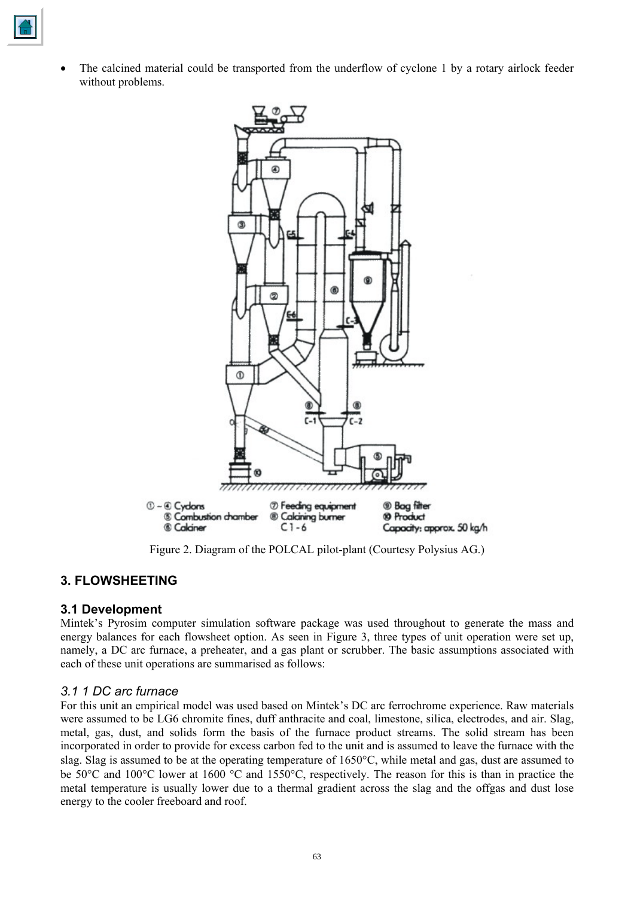- The calcined material could be transported from the underflow of cyclone 1 by a rotary airlock feeder without problems.

① – ④ Cyclons
⑤ Combustion chamber
⑥ Calciner
⑦ Feeding equipment
⑧ Calcining burner
C 1 - 6
⑨ Bag filter
⑩ Product
Capacity: approx. 50 kg/h

Figure 2. Diagram of the POLCAL pilot-plant (Courtesy Polysius AG.)

## 3. FLOWSHEETING

### 3.1 Development

Mintek's Pyrosim computer simulation software package was used throughout to generate the mass and energy balances for each flowsheet option. As seen in Figure 3, three types of unit operation were set up, namely, a DC arc furnace, a preheater, and a gas plant or scrubber. The basic assumptions associated with each of these unit operations are summarised as follows:

#### *3.1 1 DC arc furnace*

For this unit an empirical model was used based on Mintek's DC arc ferrochrome experience. Raw materials were assumed to be LG6 chromite fines, duff anthracite and coal, limestone, silica, electrodes, and air. Slag, metal, gas, dust, and solids form the basis of the furnace product streams. The solid stream has been incorporated in order to provide for excess carbon fed to the unit and is assumed to leave the furnace with the slag. Slag is assumed to be at the operating temperature of 1650°C, while metal and gas, dust are assumed to be 50°C and 100°C lower at 1600 °C and 1550°C, respectively. The reason for this is than in practice the metal temperature is usually lower due to a thermal gradient across the slag and the offgas and dust lose energy to the cooler freeboard and roof.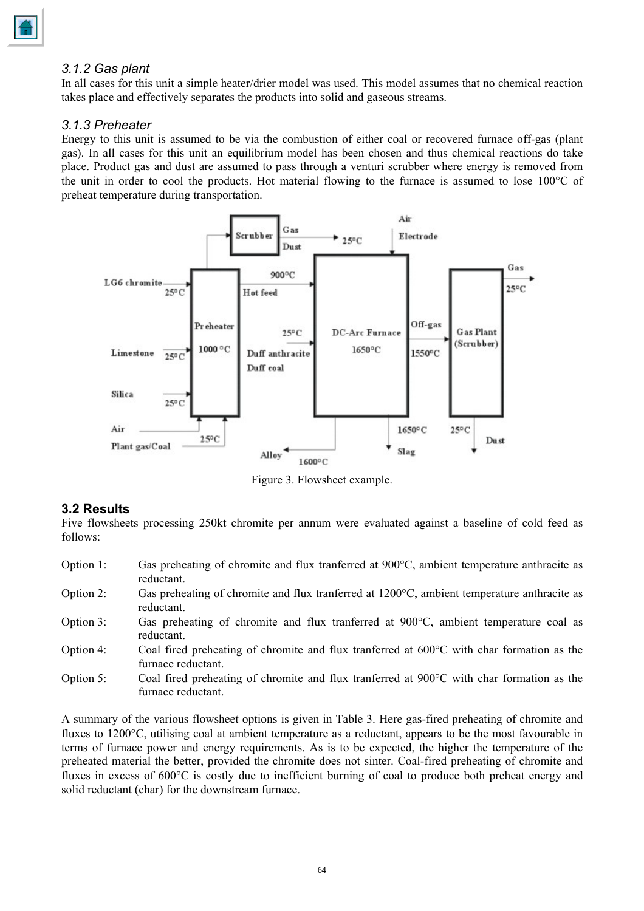### 3.1.2 Gas plant

In all cases for this unit a simple heater/drier model was used. This model assumes that no chemical reaction takes place and effectively separates the products into solid and gaseous streams.

### 3.1.3 Preheater

Energy to this unit is assumed to be via the combustion of either coal or recovered furnace off-gas (plant gas). In all cases for this unit an equilibrium model has been chosen and thus chemical reactions do take place. Product gas and dust are assumed to pass through a venturi scrubber where energy is removed from the unit in order to cool the products. Hot material flowing to the furnace is assumed to lose 100°C of preheat temperature during transportation.

Figure 3. Flowsheet example.

## 3.2 Results

Five flowsheets processing 250kt chromite per annum were evaluated against a baseline of cold feed as follows:

- Option 1: Gas preheating of chromite and flux tranferred at 900°C, ambient temperature anthracite as reductant.
- Option 2: Gas preheating of chromite and flux tranferred at 1200°C, ambient temperature anthracite as reductant.
- Option 3: Gas preheating of chromite and flux tranferred at 900°C, ambient temperature coal as reductant.
- Option 4: Coal fired preheating of chromite and flux tranferred at 600°C with char formation as the furnace reductant.
- Option 5: Coal fired preheating of chromite and flux tranferred at 900°C with char formation as the furnace reductant.

A summary of the various flowsheet options is given in Table 3. Here gas-fired preheating of chromite and fluxes to 1200°C, utilising coal at ambient temperature as a reductant, appears to be the most favourable in terms of furnace power and energy requirements. As is to be expected, the higher the temperature of the preheated material the better, provided the chromite does not sinter. Coal-fired preheating of chromite and fluxes in excess of 600°C is costly due to inefficient burning of coal to produce both preheat energy and solid reductant (char) for the downstream furnace.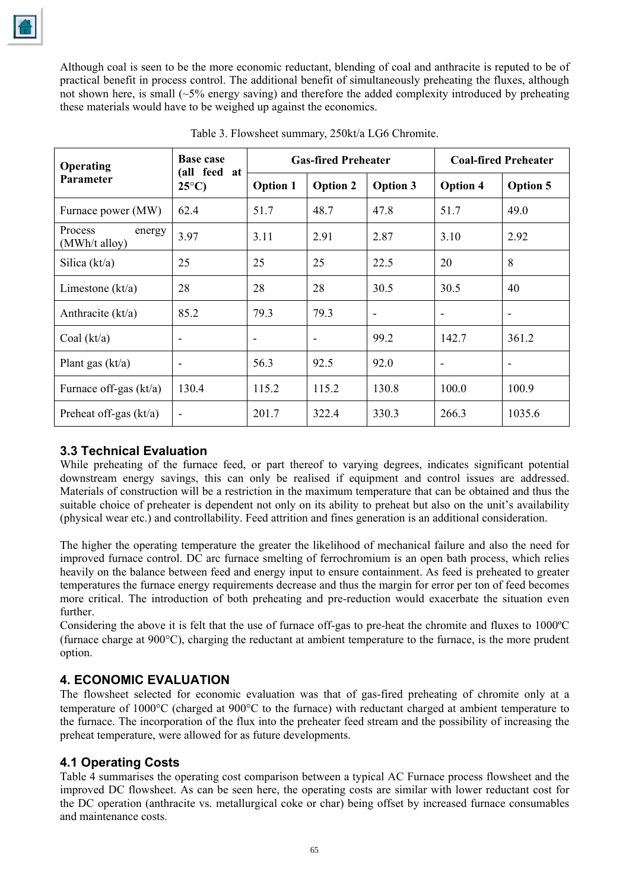Although coal is seen to be the more economic reductant, blending of coal and anthracite is reputed to be of practical benefit in process control. The additional benefit of simultaneously preheating the fluxes, although not shown here, is small (~5% energy saving) and therefore the added complexity introduced by preheating these materials would have to be weighed up against the economics.

Table 3. Flowsheet summary, 250kt/a LG6 Chromite.

| Operating Parameter | Base case (all feed at 25°C) | Gas-fired Preheater | | | Coal-fired Preheater | |
|---|---|---|---|---|---|---|
| | | Option 1 | Option 2 | Option 3 | Option 4 | Option 5 |
| Furnace power (MW) | 62.4 | 51.7 | 48.7 | 47.8 | 51.7 | 49.0 |
| Process energy (MWh/t alloy) | 3.97 | 3.11 | 2.91 | 2.87 | 3.10 | 2.92 |
| Silica (kt/a) | 25 | 25 | 25 | 22.5 | 20 | 8 |
| Limestone (kt/a) | 28 | 28 | 28 | 30.5 | 30.5 | 40 |
| Anthracite (kt/a) | 85.2 | 79.3 | 79.3 | - | - | - |
| Coal (kt/a) | - | - | - | 99.2 | 142.7 | 361.2 |
| Plant gas (kt/a) | - | 56.3 | 92.5 | 92.0 | - | - |
| Furnace off-gas (kt/a) | 130.4 | 115.2 | 115.2 | 130.8 | 100.0 | 100.9 |
| Preheat off-gas (kt/a) | - | 201.7 | 322.4 | 330.3 | 266.3 | 1035.6 |

### 3.3 Technical Evaluation

While preheating of the furnace feed, or part thereof to varying degrees, indicates significant potential downstream energy savings, this can only be realised if equipment and control issues are addressed. Materials of construction will be a restriction in the maximum temperature that can be obtained and thus the suitable choice of preheater is dependent not only on its ability to preheat but also on the unit's availability (physical wear etc.) and controllability. Feed attrition and fines generation is an additional consideration.

The higher the operating temperature the greater the likelihood of mechanical failure and also the need for improved furnace control. DC arc furnace smelting of ferrochromium is an open bath process, which relies heavily on the balance between feed and energy input to ensure containment. As feed is preheated to greater temperatures the furnace energy requirements decrease and thus the margin for error per ton of feed becomes more critical. The introduction of both preheating and pre-reduction would exacerbate the situation even further.

Considering the above it is felt that the use of furnace off-gas to pre-heat the chromite and fluxes to 1000ºC (furnace charge at 900°C), charging the reductant at ambient temperature to the furnace, is the more prudent option.

## 4. ECONOMIC EVALUATION

The flowsheet selected for economic evaluation was that of gas-fired preheating of chromite only at a temperature of 1000°C (charged at 900°C to the furnace) with reductant charged at ambient temperature to the furnace. The incorporation of the flux into the preheater feed stream and the possibility of increasing the preheat temperature, were allowed for as future developments.

### 4.1 Operating Costs

Table 4 summarises the operating cost comparison between a typical AC Furnace process flowsheet and the improved DC flowsheet. As can be seen here, the operating costs are similar with lower reductant cost for the DC operation (anthracite vs. metallurgical coke or char) being offset by increased furnace consumables and maintenance costs.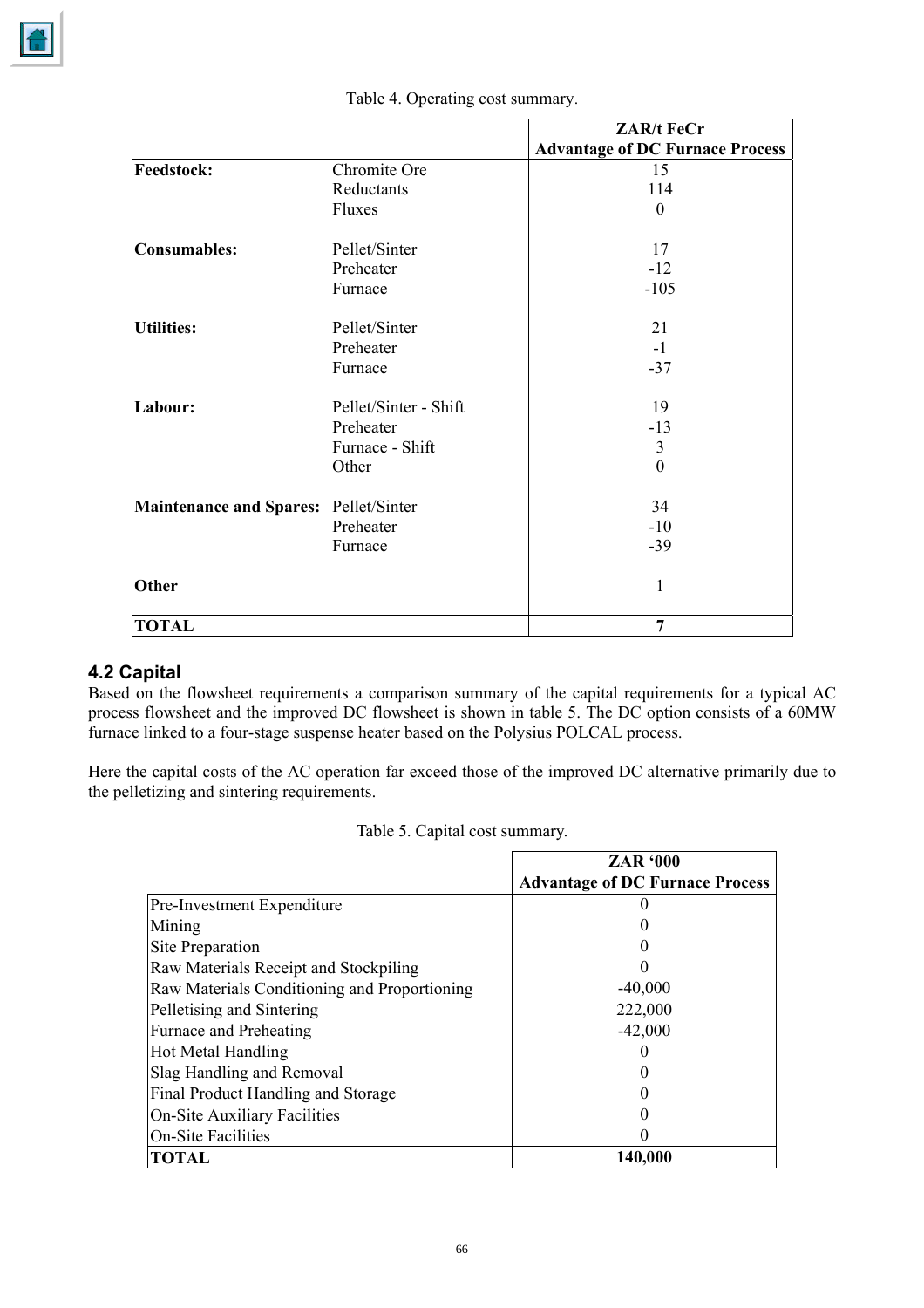Table 4. Operating cost summary.

| | | ZAR/t FeCr Advantage of DC Furnace Process |
|---|---|---|
| **Feedstock:** | Chromite Ore | 15 |
| | Reductants | 114 |
| | Fluxes | 0 |
| **Consumables:** | Pellet/Sinter | 17 |
| | Preheater | -12 |
| | Furnace | -105 |
| **Utilities:** | Pellet/Sinter | 21 |
| | Preheater | -1 |
| | Furnace | -37 |
| **Labour:** | Pellet/Sinter - Shift | 19 |
| | Preheater | -13 |
| | Furnace - Shift | 3 |
| | Other | 0 |
| **Maintenance and Spares:** | Pellet/Sinter | 34 |
| | Preheater | -10 |
| | Furnace | -39 |
| **Other** | | 1 |
| **TOTAL** | | **7** |

## 4.2 Capital

Based on the flowsheet requirements a comparison summary of the capital requirements for a typical AC process flowsheet and the improved DC flowsheet is shown in table 5. The DC option consists of a 60MW furnace linked to a four-stage suspense heater based on the Polysius POLCAL process.

Here the capital costs of the AC operation far exceed those of the improved DC alternative primarily due to the pelletizing and sintering requirements.

Table 5. Capital cost summary.

| | ZAR '000 Advantage of DC Furnace Process |
|---|---|
| Pre-Investment Expenditure | 0 |
| Mining | 0 |
| Site Preparation | 0 |
| Raw Materials Receipt and Stockpiling | 0 |
| Raw Materials Conditioning and Proportioning | -40,000 |
| Pelletising and Sintering | 222,000 |
| Furnace and Preheating | -42,000 |
| Hot Metal Handling | 0 |
| Slag Handling and Removal | 0 |
| Final Product Handling and Storage | 0 |
| On-Site Auxiliary Facilities | 0 |
| On-Site Facilities | 0 |
| **TOTAL** | **140,000** |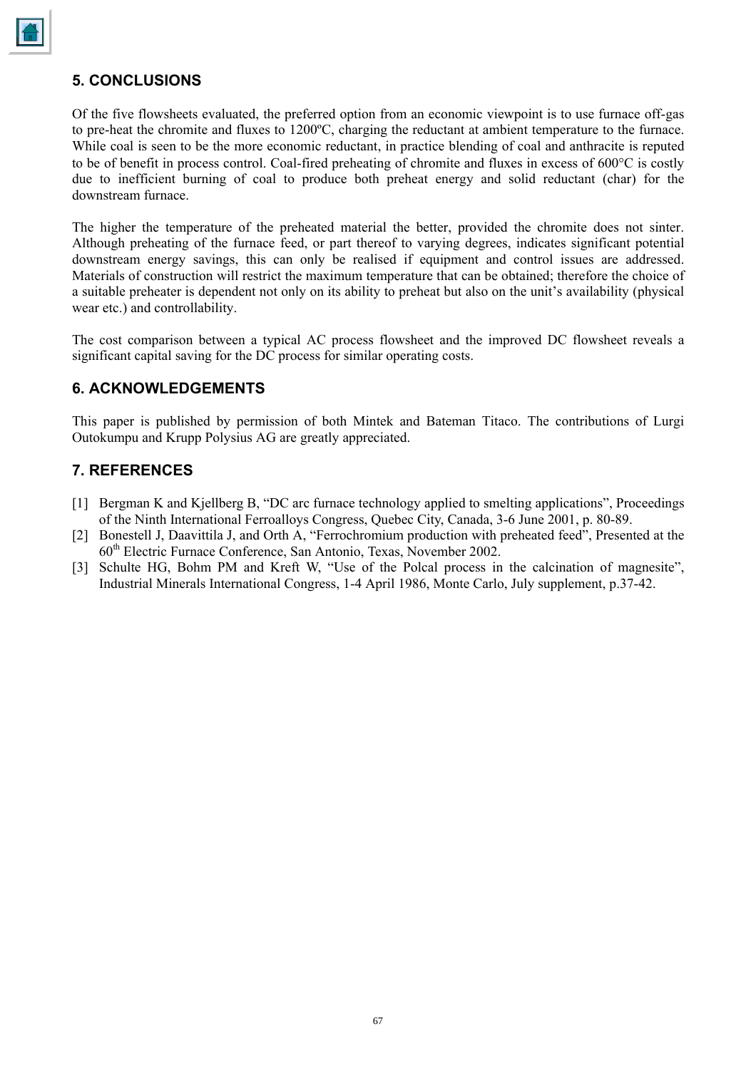## 5. CONCLUSIONS

Of the five flowsheets evaluated, the preferred option from an economic viewpoint is to use furnace off-gas to pre-heat the chromite and fluxes to 1200ºC, charging the reductant at ambient temperature to the furnace. While coal is seen to be the more economic reductant, in practice blending of coal and anthracite is reputed to be of benefit in process control. Coal-fired preheating of chromite and fluxes in excess of 600°C is costly due to inefficient burning of coal to produce both preheat energy and solid reductant (char) for the downstream furnace.

The higher the temperature of the preheated material the better, provided the chromite does not sinter. Although preheating of the furnace feed, or part thereof to varying degrees, indicates significant potential downstream energy savings, this can only be realised if equipment and control issues are addressed. Materials of construction will restrict the maximum temperature that can be obtained; therefore the choice of a suitable preheater is dependent not only on its ability to preheat but also on the unit's availability (physical wear etc.) and controllability.

The cost comparison between a typical AC process flowsheet and the improved DC flowsheet reveals a significant capital saving for the DC process for similar operating costs.

## 6. ACKNOWLEDGEMENTS

This paper is published by permission of both Mintek and Bateman Titaco. The contributions of Lurgi Outokumpu and Krupp Polysius AG are greatly appreciated.

## 7. REFERENCES

[1] Bergman K and Kjellberg B, "DC arc furnace technology applied to smelting applications", Proceedings of the Ninth International Ferroalloys Congress, Quebec City, Canada, 3-6 June 2001, p. 80-89.

[2] Bonestell J, Daavittila J, and Orth A, "Ferrochromium production with preheated feed", Presented at the 60th Electric Furnace Conference, San Antonio, Texas, November 2002.

[3] Schulte HG, Bohm PM and Kreft W, "Use of the Polcal process in the calcination of magnesite", Industrial Minerals International Congress, 1-4 April 1986, Monte Carlo, July supplement, p.37-42.